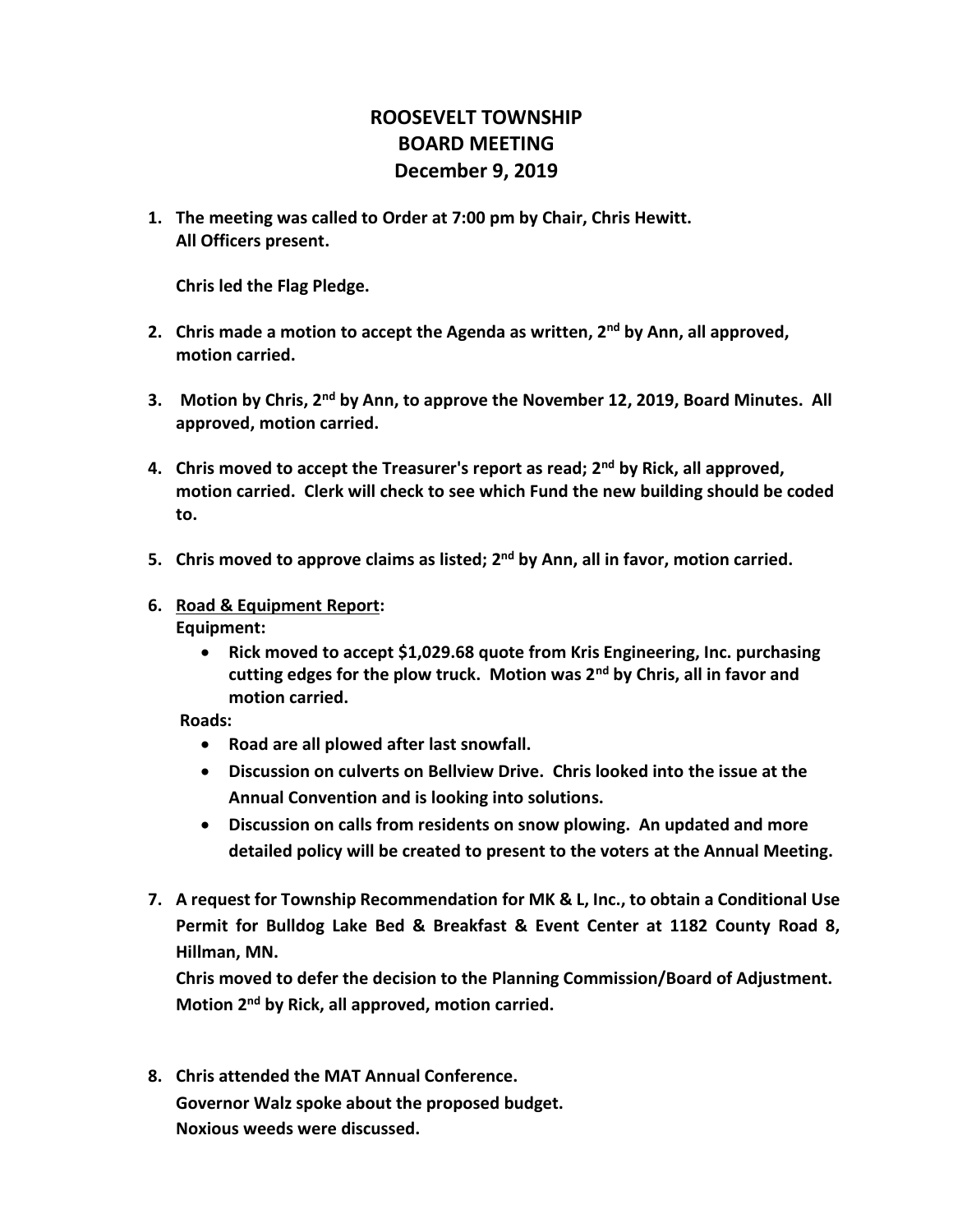# ROOSEVELT TOWNSHIP
# BOARD MEETING
# December 9, 2019

1. **The meeting was called to Order at 7:00 pm by Chair, Chris Hewitt.**
   **All Officers present.**

   **Chris led the Flag Pledge.**

2. **Chris made a motion to accept the Agenda as written, 2nd by Ann, all approved, motion carried.**

3. **Motion by Chris, 2nd by Ann, to approve the November 12, 2019, Board Minutes. All approved, motion carried.**

4. **Chris moved to accept the Treasurer's report as read; 2nd by Rick, all approved, motion carried. Clerk will check to see which Fund the new building should be coded to.**

5. **Chris moved to approve claims as listed; 2nd by Ann, all in favor, motion carried.**

6. **Road & Equipment Report:**
   **Equipment:**
   - **Rick moved to accept $1,029.68 quote from Kris Engineering, Inc. purchasing cutting edges for the plow truck. Motion was 2nd by Chris, all in favor and motion carried.**

   **Roads:**
   - **Road are all plowed after last snowfall.**
   - **Discussion on culverts on Bellview Drive. Chris looked into the issue at the Annual Convention and is looking into solutions.**
   - **Discussion on calls from residents on snow plowing. An updated and more detailed policy will be created to present to the voters at the Annual Meeting.**

7. **A request for Township Recommendation for MK & L, Inc., to obtain a Conditional Use Permit for Bulldog Lake Bed & Breakfast & Event Center at 1182 County Road 8, Hillman, MN.**
   **Chris moved to defer the decision to the Planning Commission/Board of Adjustment. Motion 2nd by Rick, all approved, motion carried.**

8. **Chris attended the MAT Annual Conference.**
   **Governor Walz spoke about the proposed budget.**
   **Noxious weeds were discussed.**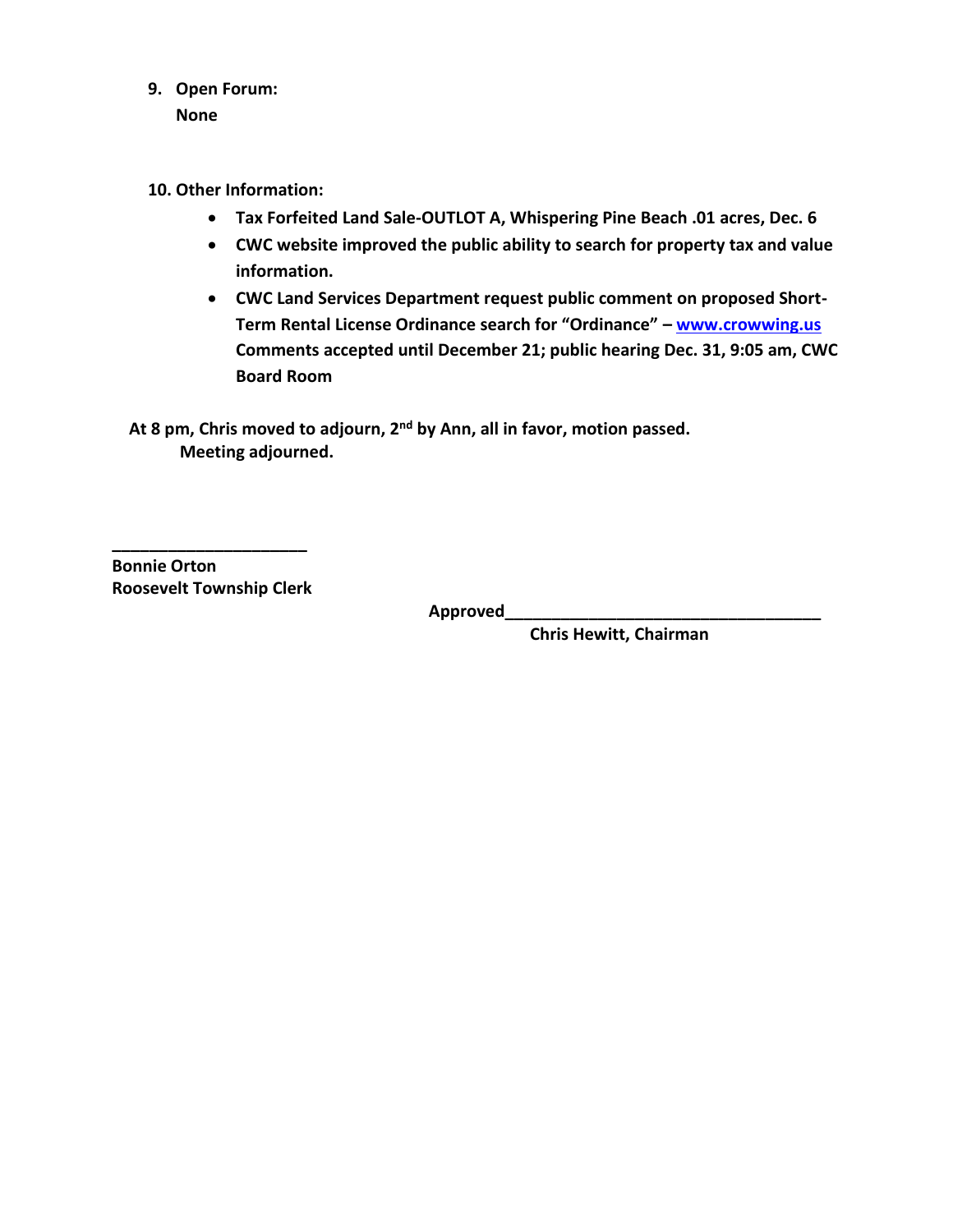**9. Open Forum:**
**None**

**10. Other Information:**

- **Tax Forfeited Land Sale-OUTLOT A, Whispering Pine Beach .01 acres, Dec. 6**
- **CWC website improved the public ability to search for property tax and value information.**
- **CWC Land Services Department request public comment on proposed Short-Term Rental License Ordinance search for "Ordinance" – www.crowwing.us Comments accepted until December 21; public hearing Dec. 31, 9:05 am, CWC Board Room**

**At 8 pm, Chris moved to adjourn, 2nd by Ann, all in favor, motion passed.**
**Meeting adjourned.**

**_____________________**
**Bonnie Orton**
**Roosevelt Township Clerk**

**Approved___________________________________**
**Chris Hewitt, Chairman**